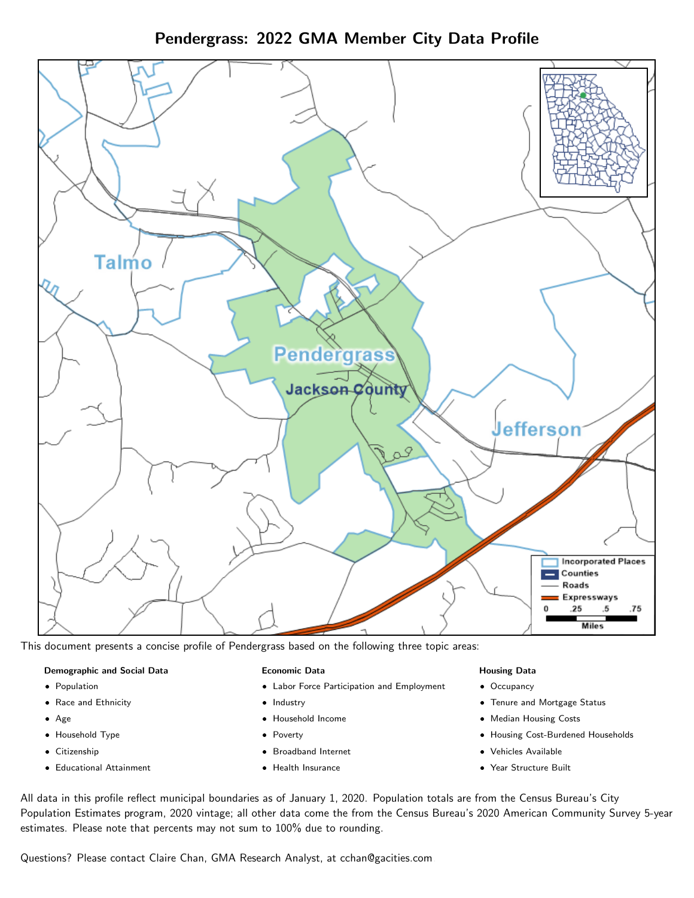# Pendergrass: 2022 GMA Member City Data Profile

This document presents a concise profile of Pendergrass based on the following three topic areas:

**Demographic and Social Data**

- Population
- Race and Ethnicity
- Age
- Household Type
- Citizenship
- Educational Attainment

**Economic Data**

- Labor Force Participation and Employment
- Industry
- Household Income
- Poverty
- Broadband Internet
- Health Insurance

**Housing Data**

- Occupancy
- Tenure and Mortgage Status
- Median Housing Costs
- Housing Cost-Burdened Households
- Vehicles Available
- Year Structure Built

All data in this profile reflect municipal boundaries as of January 1, 2020. Population totals are from the Census Bureau's City Population Estimates program, 2020 vintage; all other data come the from the Census Bureau's 2020 American Community Survey 5-year estimates. Please note that percents may not sum to 100% due to rounding.

Questions? Please contact Claire Chan, GMA Research Analyst, at cchan@gacities.com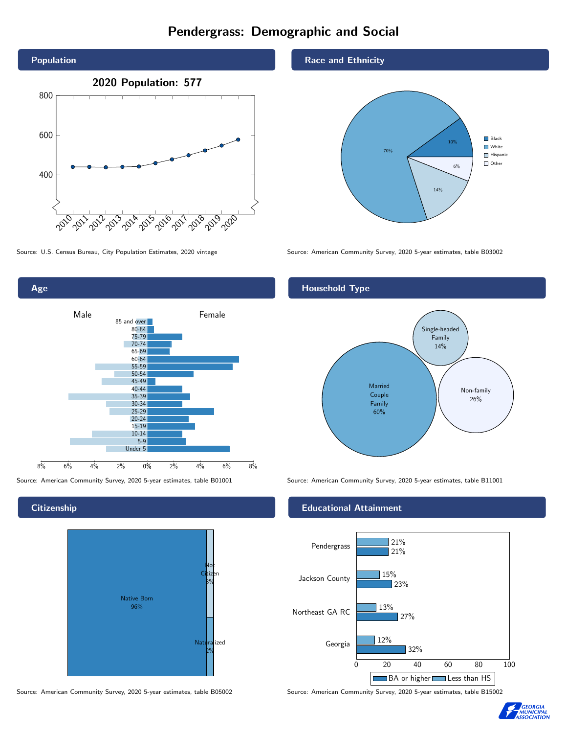# Pendergrass: Demographic and Social

## Population

2020 Population: 577

Source: U.S. Census Bureau, City Population Estimates, 2020 vintage

## Race and Ethnicity

| Race/Ethnicity | Share |
| --- | --- |
| Black | 10% |
| White | 70% |
| Hispanic | 14% |
| Other | 6% |

Source: American Community Survey, 2020 5-year estimates, table B03002

## Age

Source: American Community Survey, 2020 5-year estimates, table B01001

## Household Type

| Household Type | Share |
| --- | --- |
| Married Couple Family | 60% |
| Single-headed Family | 14% |
| Non-family | 26% |

Source: American Community Survey, 2020 5-year estimates, table B11001

## Citizenship

| Citizenship | Share |
| --- | --- |
| Native Born | 96% |
| Not Citizen | 3% |
| Naturalized | 2% |

Source: American Community Survey, 2020 5-year estimates, table B05002

## Educational Attainment

| | Less than HS | BA or higher |
| --- | --- | --- |
| Pendergrass | 21% | 21% |
| Jackson County | 15% | 23% |
| Northeast GA RC | 13% | 27% |
| Georgia | 12% | 32% |

Source: American Community Survey, 2020 5-year estimates, table B15002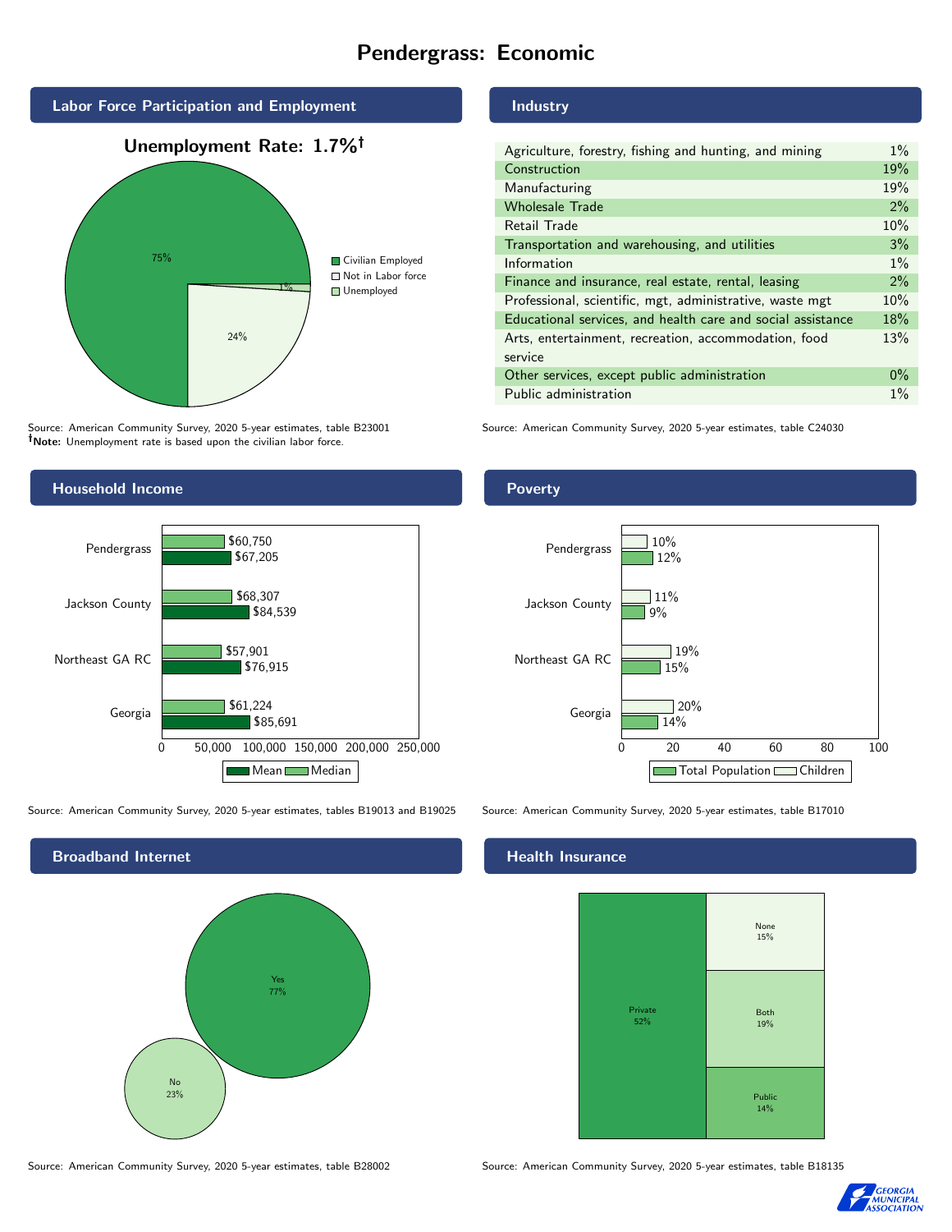# Pendergrass: Economic

## Labor Force Participation and Employment

**Unemployment Rate: 1.7%†**

| Category | Percent |
|---|---|
| Civilian Employed | 75% |
| Not in Labor force | 24% |
| Unemployed | 1% |

Source: American Community Survey, 2020 5-year estimates, table B23001
**†Note:** Unemployment rate is based upon the civilian labor force.

## Industry

| Industry | Percent |
|---|---|
| Agriculture, forestry, fishing and hunting, and mining | 1% |
| Construction | 19% |
| Manufacturing | 19% |
| Wholesale Trade | 2% |
| Retail Trade | 10% |
| Transportation and warehousing, and utilities | 3% |
| Information | 1% |
| Finance and insurance, real estate, rental, leasing | 2% |
| Professional, scientific, mgt, administrative, waste mgt | 10% |
| Educational services, and health care and social assistance | 18% |
| Arts, entertainment, recreation, accommodation, food service | 13% |
| Other services, except public administration | 0% |
| Public administration | 1% |

Source: American Community Survey, 2020 5-year estimates, table C24030

## Household Income

| Area | Median | Mean |
|---|---|---|
| Pendergrass | $60,750 | $67,205 |
| Jackson County | $68,307 | $84,539 |
| Northeast GA RC | $57,901 | $76,915 |
| Georgia | $61,224 | $85,691 |

Source: American Community Survey, 2020 5-year estimates, tables B19013 and B19025

## Poverty

| Area | Children | Total Population |
|---|---|---|
| Pendergrass | 10% | 12% |
| Jackson County | 11% | 9% |
| Northeast GA RC | 19% | 15% |
| Georgia | 20% | 14% |

Source: American Community Survey, 2020 5-year estimates, table B17010

## Broadband Internet

| Response | Percent |
|---|---|
| Yes | 77% |
| No | 23% |

Source: American Community Survey, 2020 5-year estimates, table B28002

## Health Insurance

| Type | Percent |
|---|---|
| Private | 52% |
| None | 15% |
| Both | 19% |
| Public | 14% |

Source: American Community Survey, 2020 5-year estimates, table B18135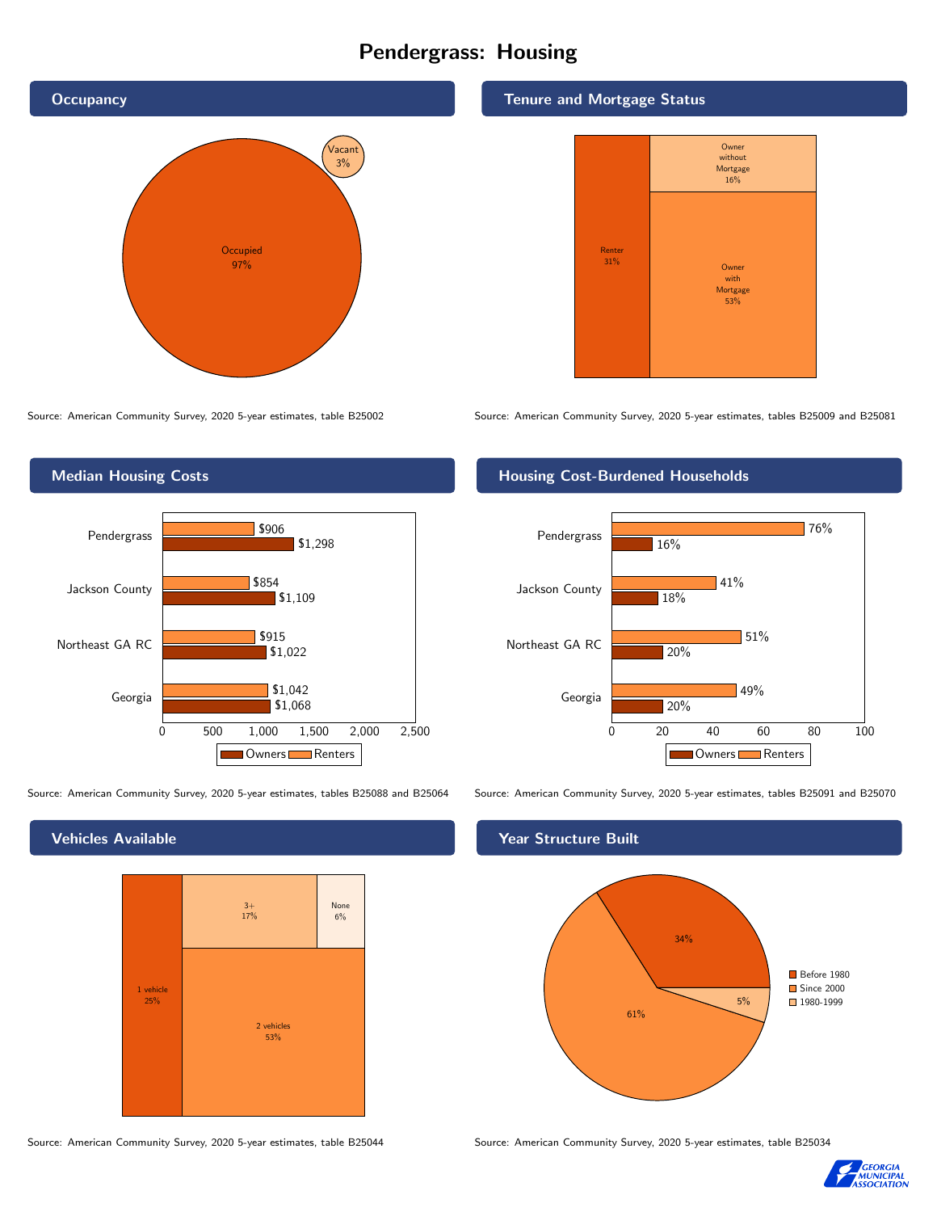# Pendergrass: Housing

## Occupancy

Vacant
3%

Occupied
97%

Source: American Community Survey, 2020 5-year estimates, table B25002

## Tenure and Mortgage Status

Renter
31%

Owner without Mortgage
16%

Owner with Mortgage
53%

Source: American Community Survey, 2020 5-year estimates, tables B25009 and B25081

## Median Housing Costs

Pendergrass
$906
$1,298

Jackson County
$854
$1,109

Northeast GA RC
$915
$1,022

Georgia
$1,042
$1,068

0 500 1,000 1,500 2,000 2,500

Owners Renters

Source: American Community Survey, 2020 5-year estimates, tables B25088 and B25064

## Housing Cost-Burdened Households

Pendergrass
76%
16%

Jackson County
41%
18%

Northeast GA RC
51%
20%

Georgia
49%
20%

0 20 40 60 80 100

Owners Renters

Source: American Community Survey, 2020 5-year estimates, tables B25091 and B25070

## Vehicles Available

1 vehicle
25%

3+
17%

None
6%

2 vehicles
53%

Source: American Community Survey, 2020 5-year estimates, table B25044

## Year Structure Built

34%
61%
5%

Before 1980
Since 2000
1980-1999

Source: American Community Survey, 2020 5-year estimates, table B25034